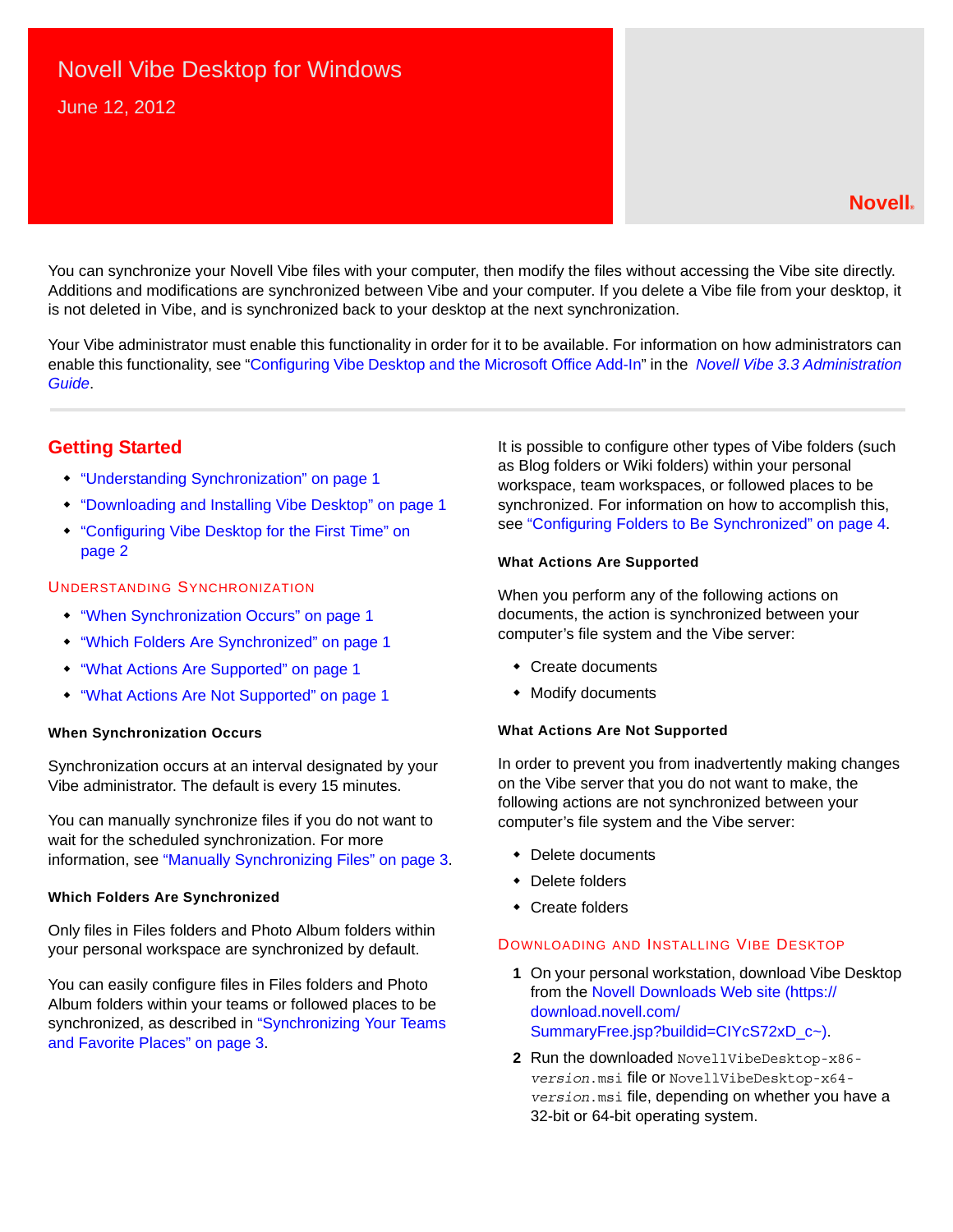# Novell Vibe Desktop for Windows

June 12, 2012

Novell.

You can synchronize your Novell Vibe files with your computer, then modify the files without accessing the Vibe site directly. Additions and modifications are synchronized between Vibe and your computer. If you delete a Vibe file from your desktop, it is not deleted in Vibe, and is synchronized back to your desktop at the next synchronization.

Your Vibe administrator must enable this functionality in order for it to be available. For information on how administrators can enable this functionality, see "Configuring Vibe Desktop and the Microsoft Office Add-In" in the *Novell Vibe 3.3 Administration Guide*.

## Getting Started

- "Understanding Synchronization" on page 1
- "Downloading and Installing Vibe Desktop" on page 1
- "Configuring Vibe Desktop for the First Time" on page 2

### Understanding Synchronization

- "When Synchronization Occurs" on page 1
- "Which Folders Are Synchronized" on page 1
- "What Actions Are Supported" on page 1
- "What Actions Are Not Supported" on page 1

#### When Synchronization Occurs

Synchronization occurs at an interval designated by your Vibe administrator. The default is every 15 minutes.

You can manually synchronize files if you do not want to wait for the scheduled synchronization. For more information, see "Manually Synchronizing Files" on page 3.

#### Which Folders Are Synchronized

Only files in Files folders and Photo Album folders within your personal workspace are synchronized by default.

You can easily configure files in Files folders and Photo Album folders within your teams or followed places to be synchronized, as described in "Synchronizing Your Teams and Favorite Places" on page 3.

It is possible to configure other types of Vibe folders (such as Blog folders or Wiki folders) within your personal workspace, team workspaces, or followed places to be synchronized. For information on how to accomplish this, see "Configuring Folders to Be Synchronized" on page 4.

#### What Actions Are Supported

When you perform any of the following actions on documents, the action is synchronized between your computer's file system and the Vibe server:

- Create documents
- Modify documents

#### What Actions Are Not Supported

In order to prevent you from inadvertently making changes on the Vibe server that you do not want to make, the following actions are not synchronized between your computer's file system and the Vibe server:

- Delete documents
- Delete folders
- Create folders

### Downloading and Installing Vibe Desktop

1. On your personal workstation, download Vibe Desktop from the Novell Downloads Web site (https://download.novell.com/SummaryFree.jsp?buildid=CIYcS72xD_c~).
2. Run the downloaded `NovellVibeDesktop-x86-`*`version`*`.msi` file or `NovellVibeDesktop-x64-`*`version`*`.msi` file, depending on whether you have a 32-bit or 64-bit operating system.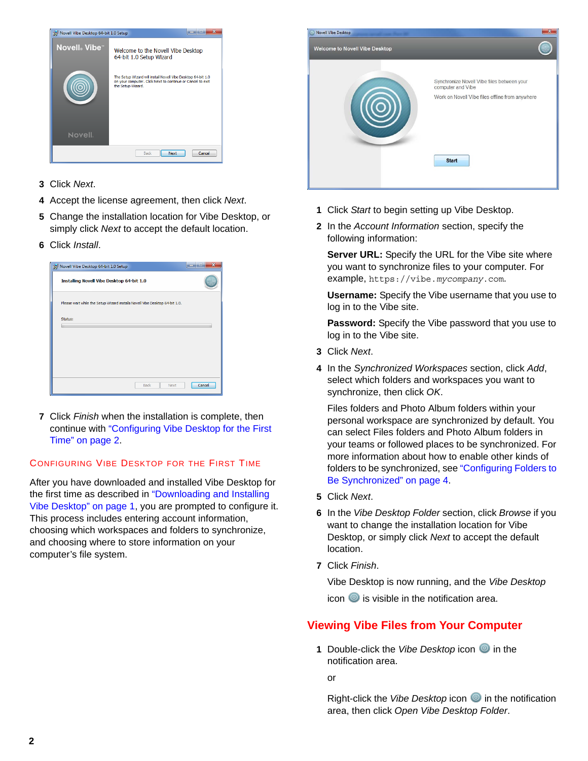3 Click *Next*.

4 Accept the license agreement, then click *Next*.

5 Change the installation location for Vibe Desktop, or simply click *Next* to accept the default location.

6 Click *Install*.

7 Click *Finish* when the installation is complete, then continue with "Configuring Vibe Desktop for the First Time" on page 2.

### Configuring Vibe Desktop for the First Time

After you have downloaded and installed Vibe Desktop for the first time as described in "Downloading and Installing Vibe Desktop" on page 1, you are prompted to configure it. This process includes entering account information, choosing which workspaces and folders to synchronize, and choosing where to store information on your computer's file system.

1 Click *Start* to begin setting up Vibe Desktop.

2 In the *Account Information* section, specify the following information:

   **Server URL:** Specify the URL for the Vibe site where you want to synchronize files to your computer. For example, `https://vibe.`*`mycompany`*`.com`.

   **Username:** Specify the Vibe username that you use to log in to the Vibe site.

   **Password:** Specify the Vibe password that you use to log in to the Vibe site.

3 Click *Next*.

4 In the *Synchronized Workspaces* section, click *Add*, select which folders and workspaces you want to synchronize, then click *OK*.

   Files folders and Photo Album folders within your personal workspace are synchronized by default. You can select Files folders and Photo Album folders in your teams or followed places to be synchronized. For more information about how to enable other kinds of folders to be synchronized, see "Configuring Folders to Be Synchronized" on page 4.

5 Click *Next*.

6 In the *Vibe Desktop Folder* section, click *Browse* if you want to change the installation location for Vibe Desktop, or simply click *Next* to accept the default location.

7 Click *Finish*.

   Vibe Desktop is now running, and the *Vibe Desktop* icon is visible in the notification area.

## Viewing Vibe Files from Your Computer

1 Double-click the *Vibe Desktop* icon in the notification area.

   or

   Right-click the *Vibe Desktop* icon in the notification area, then click *Open Vibe Desktop Folder*.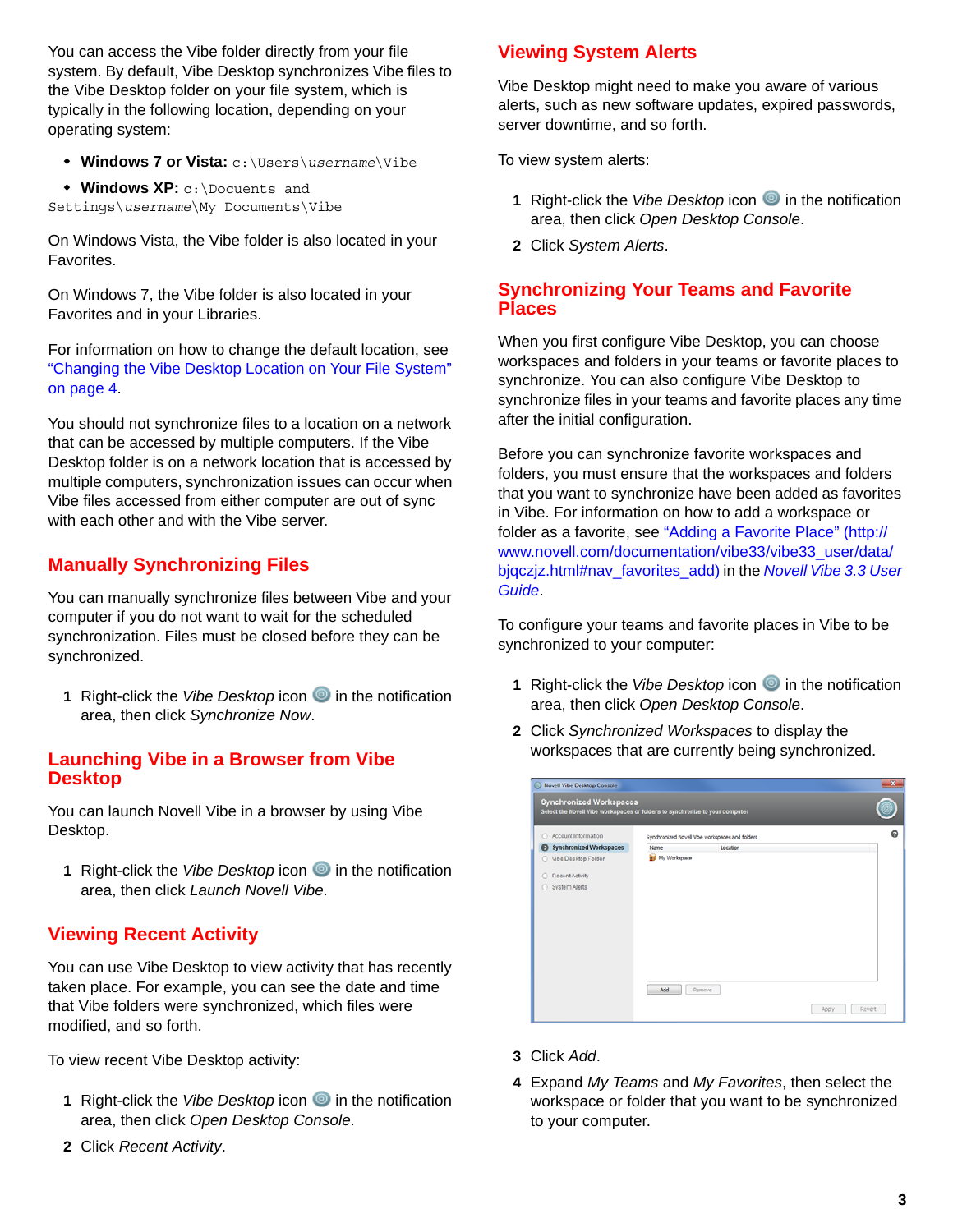You can access the Vibe folder directly from your file system. By default, Vibe Desktop synchronizes Vibe files to the Vibe Desktop folder on your file system, which is typically in the following location, depending on your operating system:

- **Windows 7 or Vista:** `c:\Users\username\Vibe`
- **Windows XP:** `c:\Docuents and Settings\username\My Documents\Vibe`

On Windows Vista, the Vibe folder is also located in your Favorites.

On Windows 7, the Vibe folder is also located in your Favorites and in your Libraries.

For information on how to change the default location, see "Changing the Vibe Desktop Location on Your File System" on page 4.

You should not synchronize files to a location on a network that can be accessed by multiple computers. If the Vibe Desktop folder is on a network location that is accessed by multiple computers, synchronization issues can occur when Vibe files accessed from either computer are out of sync with each other and with the Vibe server.

## Manually Synchronizing Files

You can manually synchronize files between Vibe and your computer if you do not want to wait for the scheduled synchronization. Files must be closed before they can be synchronized.

1. Right-click the *Vibe Desktop* icon in the notification area, then click *Synchronize Now*.

## Launching Vibe in a Browser from Vibe Desktop

You can launch Novell Vibe in a browser by using Vibe Desktop.

1. Right-click the *Vibe Desktop* icon in the notification area, then click *Launch Novell Vibe*.

## Viewing Recent Activity

You can use Vibe Desktop to view activity that has recently taken place. For example, you can see the date and time that Vibe folders were synchronized, which files were modified, and so forth.

To view recent Vibe Desktop activity:

1. Right-click the *Vibe Desktop* icon in the notification area, then click *Open Desktop Console*.
2. Click *Recent Activity*.

## Viewing System Alerts

Vibe Desktop might need to make you aware of various alerts, such as new software updates, expired passwords, server downtime, and so forth.

To view system alerts:

1. Right-click the *Vibe Desktop* icon in the notification area, then click *Open Desktop Console*.
2. Click *System Alerts*.

## Synchronizing Your Teams and Favorite Places

When you first configure Vibe Desktop, you can choose workspaces and folders in your teams or favorite places to synchronize. You can also configure Vibe Desktop to synchronize files in your teams and favorite places any time after the initial configuration.

Before you can synchronize favorite workspaces and folders, you must ensure that the workspaces and folders that you want to synchronize have been added as favorites in Vibe. For information on how to add a workspace or folder as a favorite, see "Adding a Favorite Place" (http://www.novell.com/documentation/vibe33/vibe33_user/data/bjqczjz.html#nav_favorites_add) in the *Novell Vibe 3.3 User Guide*.

To configure your teams and favorite places in Vibe to be synchronized to your computer:

1. Right-click the *Vibe Desktop* icon in the notification area, then click *Open Desktop Console*.
2. Click *Synchronized Workspaces* to display the workspaces that are currently being synchronized.
3. Click *Add*.
4. Expand *My Teams* and *My Favorites*, then select the workspace or folder that you want to be synchronized to your computer.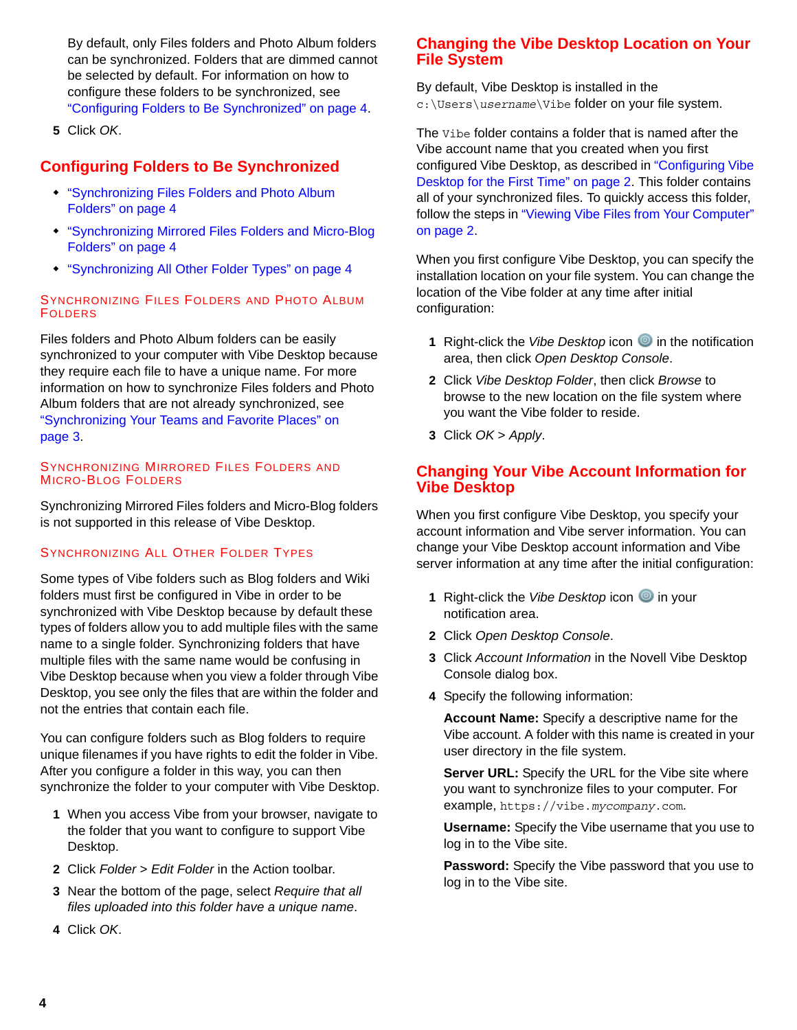By default, only Files folders and Photo Album folders can be synchronized. Folders that are dimmed cannot be selected by default. For information on how to configure these folders to be synchronized, see "Configuring Folders to Be Synchronized" on page 4.

5 Click *OK*.

## Configuring Folders to Be Synchronized

- "Synchronizing Files Folders and Photo Album Folders" on page 4
- "Synchronizing Mirrored Files Folders and Micro-Blog Folders" on page 4
- "Synchronizing All Other Folder Types" on page 4

### Synchronizing Files Folders and Photo Album Folders

Files folders and Photo Album folders can be easily synchronized to your computer with Vibe Desktop because they require each file to have a unique name. For more information on how to synchronize Files folders and Photo Album folders that are not already synchronized, see "Synchronizing Your Teams and Favorite Places" on page 3.

### Synchronizing Mirrored Files Folders and Micro-Blog Folders

Synchronizing Mirrored Files folders and Micro-Blog folders is not supported in this release of Vibe Desktop.

### Synchronizing All Other Folder Types

Some types of Vibe folders such as Blog folders and Wiki folders must first be configured in Vibe in order to be synchronized with Vibe Desktop because by default these types of folders allow you to add multiple files with the same name to a single folder. Synchronizing folders that have multiple files with the same name would be confusing in Vibe Desktop because when you view a folder through Vibe Desktop, you see only the files that are within the folder and not the entries that contain each file.

You can configure folders such as Blog folders to require unique filenames if you have rights to edit the folder in Vibe. After you configure a folder in this way, you can then synchronize the folder to your computer with Vibe Desktop.

1. When you access Vibe from your browser, navigate to the folder that you want to configure to support Vibe Desktop.
2. Click *Folder* > *Edit Folder* in the Action toolbar.
3. Near the bottom of the page, select *Require that all files uploaded into this folder have a unique name*.
4. Click *OK*.

## Changing the Vibe Desktop Location on Your File System

By default, Vibe Desktop is installed in the `c:\Users\username\Vibe` folder on your file system.

The `Vibe` folder contains a folder that is named after the Vibe account name that you created when you first configured Vibe Desktop, as described in "Configuring Vibe Desktop for the First Time" on page 2. This folder contains all of your synchronized files. To quickly access this folder, follow the steps in "Viewing Vibe Files from Your Computer" on page 2.

When you first configure Vibe Desktop, you can specify the installation location on your file system. You can change the location of the Vibe folder at any time after initial configuration:

1. Right-click the *Vibe Desktop* icon in the notification area, then click *Open Desktop Console*.
2. Click *Vibe Desktop Folder*, then click *Browse* to browse to the new location on the file system where you want the Vibe folder to reside.
3. Click *OK* > *Apply*.

## Changing Your Vibe Account Information for Vibe Desktop

When you first configure Vibe Desktop, you specify your account information and Vibe server information. You can change your Vibe Desktop account information and Vibe server information at any time after the initial configuration:

1. Right-click the *Vibe Desktop* icon in your notification area.
2. Click *Open Desktop Console*.
3. Click *Account Information* in the Novell Vibe Desktop Console dialog box.
4. Specify the following information:

   **Account Name:** Specify a descriptive name for the Vibe account. A folder with this name is created in your user directory in the file system.

   **Server URL:** Specify the URL for the Vibe site where you want to synchronize files to your computer. For example, `https://vibe.mycompany.com`.

   **Username:** Specify the Vibe username that you use to log in to the Vibe site.

   **Password:** Specify the Vibe password that you use to log in to the Vibe site.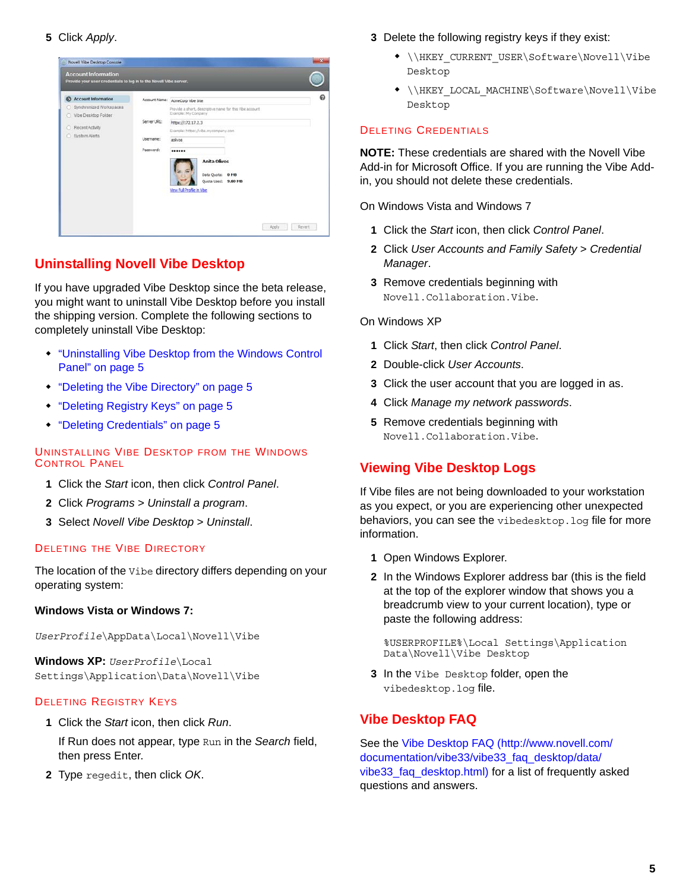5 Click *Apply*.

## Uninstalling Novell Vibe Desktop

If you have upgraded Vibe Desktop since the beta release, you might want to uninstall Vibe Desktop before you install the shipping version. Complete the following sections to completely uninstall Vibe Desktop:

- "Uninstalling Vibe Desktop from the Windows Control Panel" on page 5
- "Deleting the Vibe Directory" on page 5
- "Deleting Registry Keys" on page 5
- "Deleting Credentials" on page 5

### Uninstalling Vibe Desktop from the Windows Control Panel

1. Click the *Start* icon, then click *Control Panel*.
2. Click *Programs > Uninstall a program*.
3. Select *Novell Vibe Desktop > Uninstall*.

### Deleting the Vibe Directory

The location of the `Vibe` directory differs depending on your operating system:

**Windows Vista or Windows 7:**

*UserProfile*`\AppData\Local\Novell\Vibe`

**Windows XP:** *UserProfile*`\Local Settings\Application\Data\Novell\Vibe`

### Deleting Registry Keys

1. Click the *Start* icon, then click *Run*.

   If Run does not appear, type `Run` in the *Search* field, then press Enter.
2. Type `regedit`, then click *OK*.
3. Delete the following registry keys if they exist:
   - `\\HKEY_CURRENT_USER\Software\Novell\Vibe Desktop`
   - `\\HKEY_LOCAL_MACHINE\Software\Novell\Vibe Desktop`

### Deleting Credentials

**NOTE:** These credentials are shared with the Novell Vibe Add-in for Microsoft Office. If you are running the Vibe Add-in, you should not delete these credentials.

On Windows Vista and Windows 7

1. Click the *Start* icon, then click *Control Panel*.
2. Click *User Accounts and Family Safety > Credential Manager*.
3. Remove credentials beginning with `Novell.Collaboration.Vibe`.

On Windows XP

1. Click *Start*, then click *Control Panel*.
2. Double-click *User Accounts*.
3. Click the user account that you are logged in as.
4. Click *Manage my network passwords*.
5. Remove credentials beginning with `Novell.Collaboration.Vibe`.

## Viewing Vibe Desktop Logs

If Vibe files are not being downloaded to your workstation as you expect, or you are experiencing other unexpected behaviors, you can see the `vibedesktop.log` file for more information.

1. Open Windows Explorer.
2. In the Windows Explorer address bar (this is the field at the top of the explorer window that shows you a breadcrumb view to your current location), type or paste the following address:

   ```
   %USERPROFILE%\Local Settings\Application Data\Novell\Vibe Desktop
   ```
3. In the `Vibe Desktop` folder, open the `vibedesktop.log` file.

## Vibe Desktop FAQ

See the Vibe Desktop FAQ (http://www.novell.com/documentation/vibe33/vibe33_faq_desktop/data/vibe33_faq_desktop.html) for a list of frequently asked questions and answers.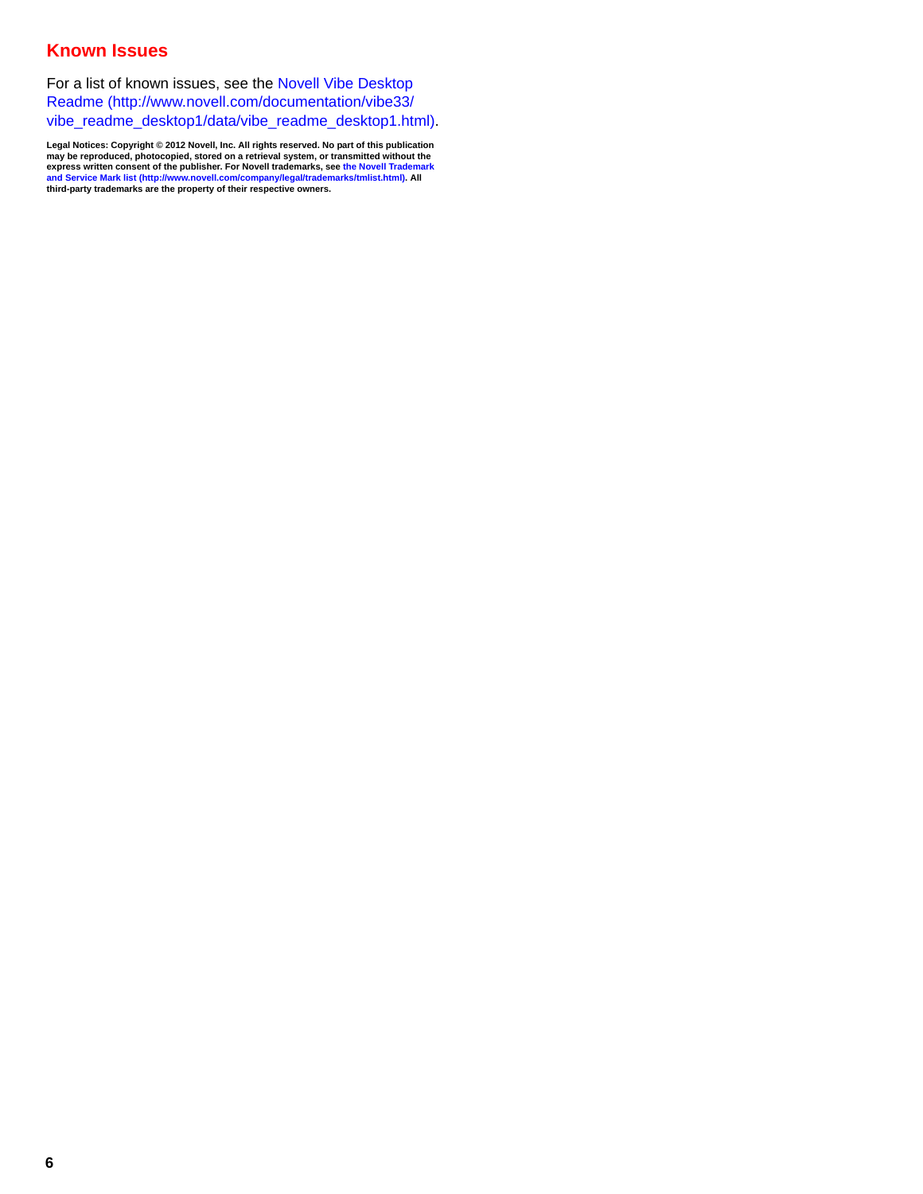## Known Issues

For a list of known issues, see the Novell Vibe Desktop Readme (http://www.novell.com/documentation/vibe33/vibe_readme_desktop1/data/vibe_readme_desktop1.html).

**Legal Notices: Copyright © 2012 Novell, Inc. All rights reserved. No part of this publication may be reproduced, photocopied, stored on a retrieval system, or transmitted without the express written consent of the publisher. For Novell trademarks, see the Novell Trademark and Service Mark list (http://www.novell.com/company/legal/trademarks/tmlist.html). All third-party trademarks are the property of their respective owners.**